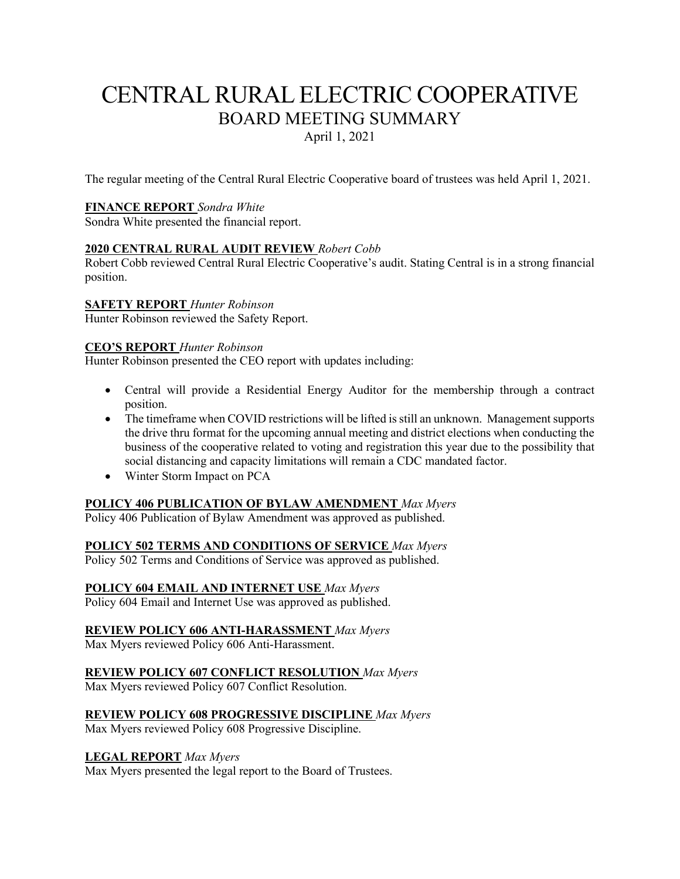# CENTRAL RURAL ELECTRIC COOPERATIVE

## BOARD MEETING SUMMARY

April 1, 2021

The regular meeting of the Central Rural Electric Cooperative board of trustees was held April 1, 2021.

**FINANCE REPORT** *Sondra White*
Sondra White presented the financial report.

**2020 CENTRAL RURAL AUDIT REVIEW** *Robert Cobb*
Robert Cobb reviewed Central Rural Electric Cooperative's audit. Stating Central is in a strong financial position.

**SAFETY REPORT** *Hunter Robinson*
Hunter Robinson reviewed the Safety Report.

**CEO'S REPORT** *Hunter Robinson*
Hunter Robinson presented the CEO report with updates including:

- Central will provide a Residential Energy Auditor for the membership through a contract position.
- The timeframe when COVID restrictions will be lifted is still an unknown. Management supports the drive thru format for the upcoming annual meeting and district elections when conducting the business of the cooperative related to voting and registration this year due to the possibility that social distancing and capacity limitations will remain a CDC mandated factor.
- Winter Storm Impact on PCA

**POLICY 406 PUBLICATION OF BYLAW AMENDMENT** *Max Myers*
Policy 406 Publication of Bylaw Amendment was approved as published.

**POLICY 502 TERMS AND CONDITIONS OF SERVICE** *Max Myers*
Policy 502 Terms and Conditions of Service was approved as published.

**POLICY 604 EMAIL AND INTERNET USE** *Max Myers*
Policy 604 Email and Internet Use was approved as published.

**REVIEW POLICY 606 ANTI-HARASSMENT** *Max Myers*
Max Myers reviewed Policy 606 Anti-Harassment.

**REVIEW POLICY 607 CONFLICT RESOLUTION** *Max Myers*
Max Myers reviewed Policy 607 Conflict Resolution.

**REVIEW POLICY 608 PROGRESSIVE DISCIPLINE** *Max Myers*
Max Myers reviewed Policy 608 Progressive Discipline.

**LEGAL REPORT** *Max Myers*
Max Myers presented the legal report to the Board of Trustees.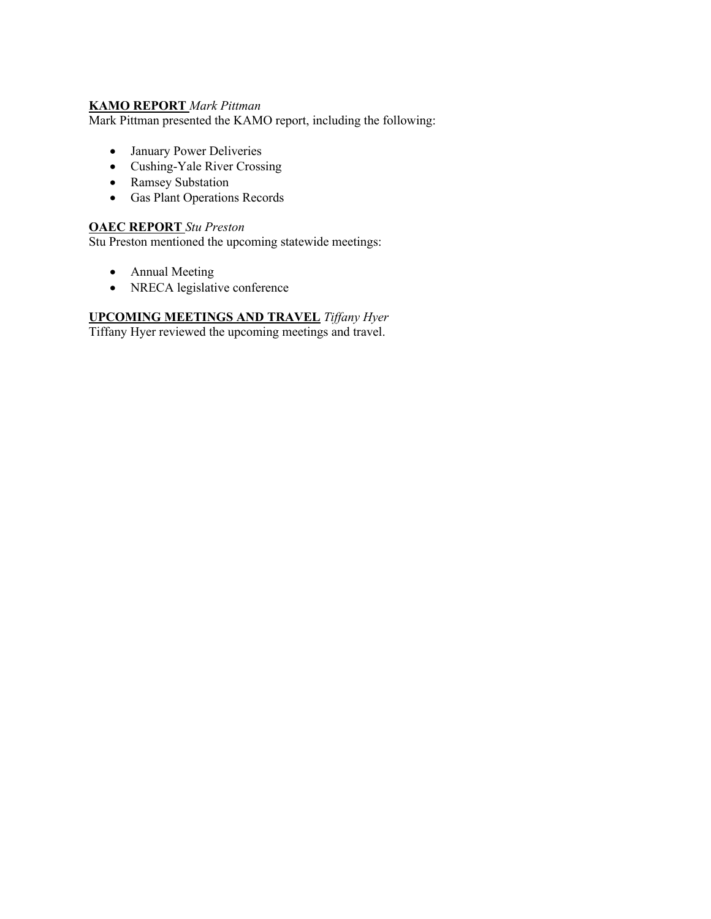**KAMO REPORT** *Mark Pittman*

Mark Pittman presented the KAMO report, including the following:

- January Power Deliveries
- Cushing-Yale River Crossing
- Ramsey Substation
- Gas Plant Operations Records

**OAEC REPORT** *Stu Preston*

Stu Preston mentioned the upcoming statewide meetings:

- Annual Meeting
- NRECA legislative conference

**UPCOMING MEETINGS AND TRAVEL** *Tiffany Hyer*

Tiffany Hyer reviewed the upcoming meetings and travel.